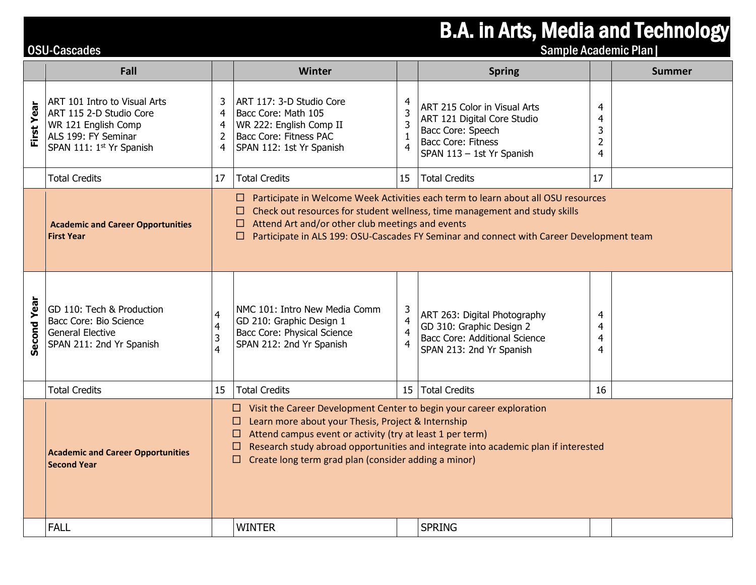# B.A. in Arts, Media and Technology

OSU-Cascades

Sample Academic Plan |

| | Fall | | Winter | | Spring | | Summer |
|---|---|---|---|---|---|---|---|
| **First Year** | ART 101 Intro to Visual Arts<br>ART 115 2-D Studio Core<br>WR 121 English Comp<br>ALS 199: FY Seminar<br>SPAN 111: 1st Yr Spanish | 3<br>4<br>4<br>2<br>4 | ART 117: 3-D Studio Core<br>Bacc Core: Math 105<br>WR 222: English Comp II<br>Bacc Core: Fitness PAC<br>SPAN 112: 1st Yr Spanish | 4<br>3<br>3<br>1<br>4 | ART 215 Color in Visual Arts<br>ART 121 Digital Core Studio<br>Bacc Core: Speech<br>Bacc Core: Fitness<br>SPAN 113 – 1st Yr Spanish | 4<br>4<br>3<br>2<br>4 | |
| | Total Credits | 17 | Total Credits | 15 | Total Credits | 17 | |
| | **Academic and Career Opportunities First Year** | ☐ Participate in Welcome Week Activities each term to learn about all OSU resources<br>☐ Check out resources for student wellness, time management and study skills<br>☐ Attend Art and/or other club meetings and events<br>☐ Participate in ALS 199: OSU-Cascades FY Seminar and connect with Career Development team | | | | | |
| **Second Year** | GD 110: Tech & Production<br>Bacc Core: Bio Science<br>General Elective<br>SPAN 211: 2nd Yr Spanish | 4<br>4<br>3<br>4 | NMC 101: Intro New Media Comm<br>GD 210: Graphic Design 1<br>Bacc Core: Physical Science<br>SPAN 212: 2nd Yr Spanish | 3<br>4<br>4<br>4 | ART 263: Digital Photography<br>GD 310: Graphic Design 2<br>Bacc Core: Additional Science<br>SPAN 213: 2nd Yr Spanish | 4<br>4<br>4<br>4 | |
| | Total Credits | 15 | Total Credits | 15 | Total Credits | 16 | |
| | **Academic and Career Opportunities Second Year** | ☐ Visit the Career Development Center to begin your career exploration<br>☐ Learn more about your Thesis, Project & Internship<br>☐ Attend campus event or activity (try at least 1 per term)<br>☐ Research study abroad opportunities and integrate into academic plan if interested<br>☐ Create long term grad plan (consider adding a minor) | | | | | |
| | FALL | | WINTER | | SPRING | | |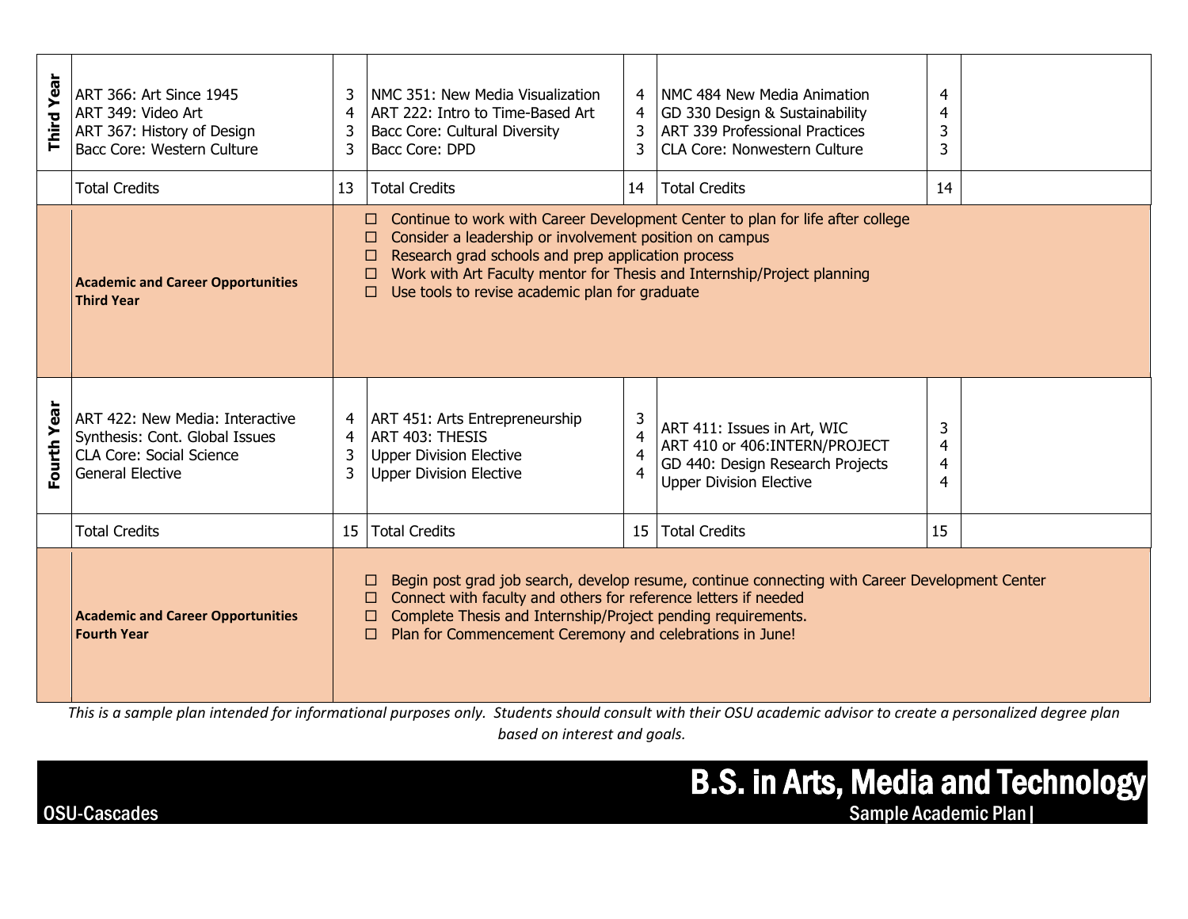| | Course | Credits | Course | Credits | Course | Credits | |
|---|---|---|---|---|---|---|---|
| **Third Year** | ART 366: Art Since 1945<br>ART 349: Video Art<br>ART 367: History of Design<br>Bacc Core: Western Culture | 3<br>4<br>3<br>3 | NMC 351: New Media Visualization<br>ART 222: Intro to Time-Based Art<br>Bacc Core: Cultural Diversity<br>Bacc Core: DPD | 4<br>4<br>3<br>3 | NMC 484 New Media Animation<br>GD 330 Design & Sustainability<br>ART 339 Professional Practices<br>CLA Core: Nonwestern Culture | 4<br>4<br>3<br>3 | |
| | Total Credits | 13 | Total Credits | 14 | Total Credits | 14 | |

**Academic and Career Opportunities Third Year**

- ☐ Continue to work with Career Development Center to plan for life after college
- ☐ Consider a leadership or involvement position on campus
- ☐ Research grad schools and prep application process
- ☐ Work with Art Faculty mentor for Thesis and Internship/Project planning
- ☐ Use tools to revise academic plan for graduate

| | Course | Credits | Course | Credits | Course | Credits | |
|---|---|---|---|---|---|---|---|
| **Fourth Year** | ART 422: New Media: Interactive<br>Synthesis: Cont. Global Issues<br>CLA Core: Social Science<br>General Elective | 4<br>4<br>3<br>3 | ART 451: Arts Entrepreneurship<br>ART 403: THESIS<br>Upper Division Elective<br>Upper Division Elective | 3<br>4<br>4<br>4 | ART 411: Issues in Art, WIC<br>ART 410 or 406:INTERN/PROJECT<br>GD 440: Design Research Projects<br>Upper Division Elective | 3<br>4<br>4<br>4 | |
| | Total Credits | 15 | Total Credits | 15 | Total Credits | 15 | |

**Academic and Career Opportunities Fourth Year**

- ☐ Begin post grad job search, develop resume, continue connecting with Career Development Center
- ☐ Connect with faculty and others for reference letters if needed
- ☐ Complete Thesis and Internship/Project pending requirements.
- ☐ Plan for Commencement Ceremony and celebrations in June!

*This is a sample plan intended for informational purposes only. Students should consult with their OSU academic advisor to create a personalized degree plan based on interest and goals.*

# B.S. in Arts, Media and Technology

OSU-Cascades

Sample Academic Plan |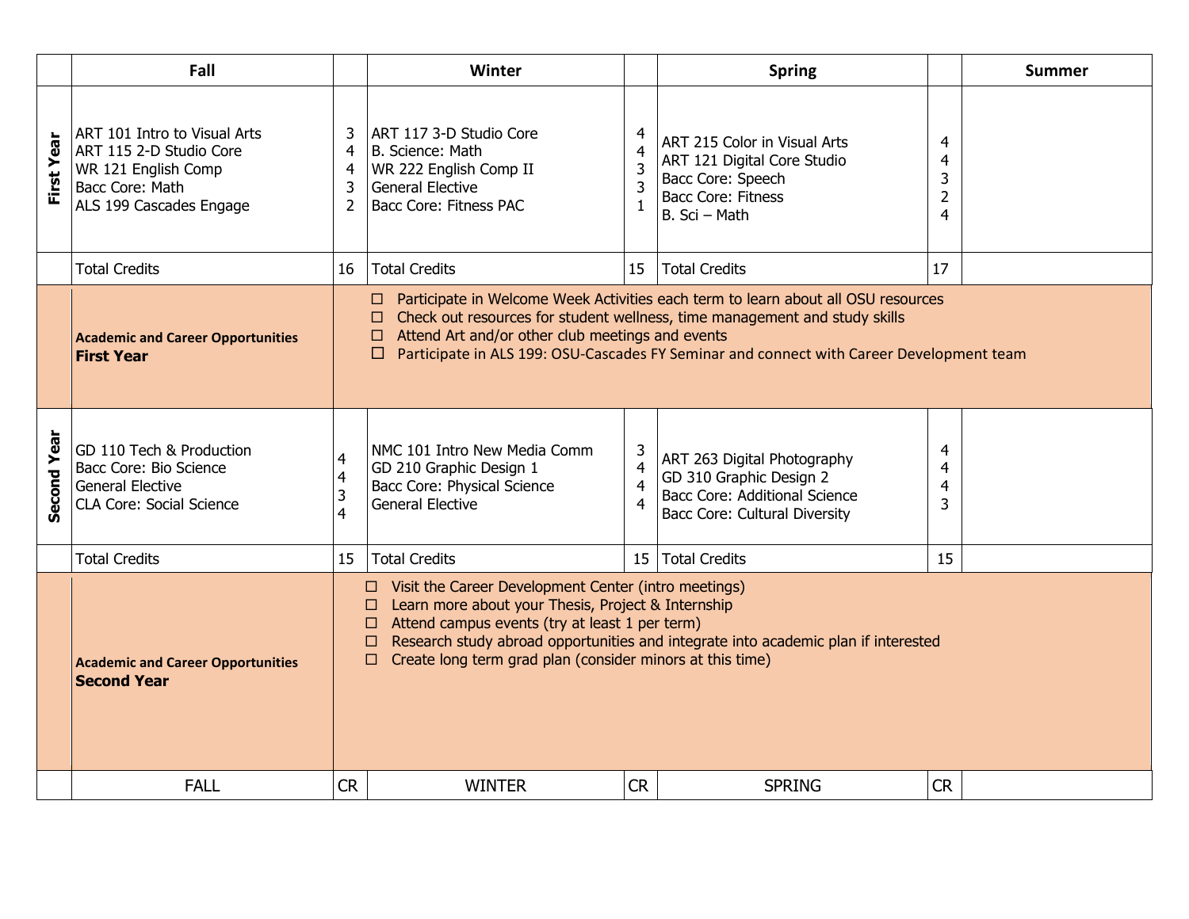| | Fall | | Winter | | Spring | | Summer |
|---|---|---|---|---|---|---|---|
| **First Year** | ART 101 Intro to Visual Arts<br>ART 115 2-D Studio Core<br>WR 121 English Comp<br>Bacc Core: Math<br>ALS 199 Cascades Engage | 3<br>4<br>4<br>3<br>2 | ART 117 3-D Studio Core<br>B. Science: Math<br>WR 222 English Comp II<br>General Elective<br>Bacc Core: Fitness PAC | 4<br>4<br>3<br>3<br>1 | ART 215 Color in Visual Arts<br>ART 121 Digital Core Studio<br>Bacc Core: Speech<br>Bacc Core: Fitness<br>B. Sci – Math | 4<br>4<br>3<br>2<br>4 | |
| | Total Credits | 16 | Total Credits | 15 | Total Credits | 17 | |
| | **Academic and Career Opportunities First Year** | ☐ Participate in Welcome Week Activities each term to learn about all OSU resources<br>☐ Check out resources for student wellness, time management and study skills<br>☐ Attend Art and/or other club meetings and events<br>☐ Participate in ALS 199: OSU-Cascades FY Seminar and connect with Career Development team | | | | | |
| **Second Year** | GD 110 Tech & Production<br>Bacc Core: Bio Science<br>General Elective<br>CLA Core: Social Science | 4<br>4<br>3<br>4 | NMC 101 Intro New Media Comm<br>GD 210 Graphic Design 1<br>Bacc Core: Physical Science<br>General Elective | 3<br>4<br>4<br>4 | ART 263 Digital Photography<br>GD 310 Graphic Design 2<br>Bacc Core: Additional Science<br>Bacc Core: Cultural Diversity | 4<br>4<br>4<br>3 | |
| | Total Credits | 15 | Total Credits | 15 | Total Credits | 15 | |
| | **Academic and Career Opportunities Second Year** | ☐ Visit the Career Development Center (intro meetings)<br>☐ Learn more about your Thesis, Project & Internship<br>☐ Attend campus events (try at least 1 per term)<br>☐ Research study abroad opportunities and integrate into academic plan if interested<br>☐ Create long term grad plan (consider minors at this time) | | | | | |
| | FALL | CR | WINTER | CR | SPRING | CR | |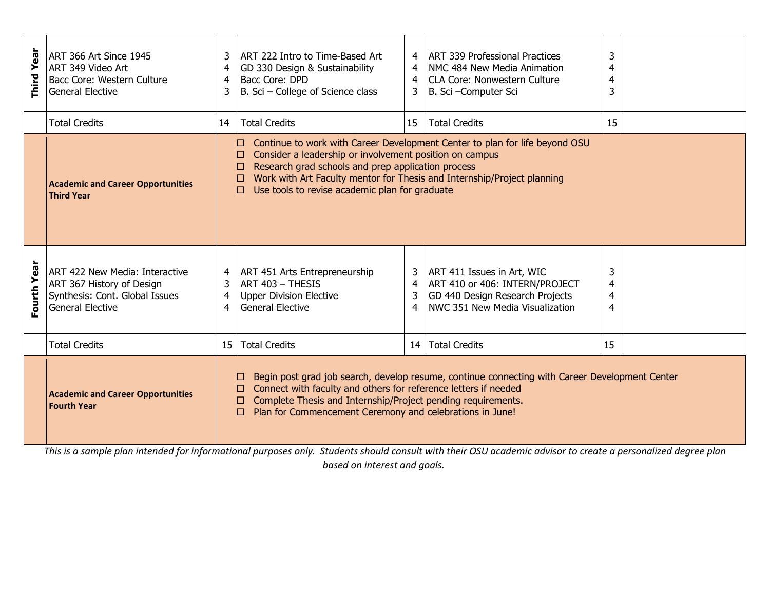| | | | | | | | |
|---|---|---|---|---|---|---|---|
| **Third Year** | ART 366 Art Since 1945<br>ART 349 Video Art<br>Bacc Core: Western Culture<br>General Elective | 3<br>4<br>4<br>3 | ART 222 Intro to Time-Based Art<br>GD 330 Design & Sustainability<br>Bacc Core: DPD<br>B. Sci – College of Science class | 4<br>4<br>4<br>3 | ART 339 Professional Practices<br>NMC 484 New Media Animation<br>CLA Core: Nonwestern Culture<br>B. Sci –Computer Sci | 3<br>4<br>4<br>3 | |
| | Total Credits | 14 | Total Credits | 15 | Total Credits | 15 | |
| | **Academic and Career Opportunities Third Year** | ☐ Continue to work with Career Development Center to plan for life beyond OSU<br>☐ Consider a leadership or involvement position on campus<br>☐ Research grad schools and prep application process<br>☐ Work with Art Faculty mentor for Thesis and Internship/Project planning<br>☐ Use tools to revise academic plan for graduate | | | | | |
| **Fourth Year** | ART 422 New Media: Interactive<br>ART 367 History of Design<br>Synthesis: Cont. Global Issues<br>General Elective | 4<br>3<br>4<br>4 | ART 451 Arts Entrepreneurship<br>ART 403 – THESIS<br>Upper Division Elective<br>General Elective | 3<br>4<br>3<br>4 | ART 411 Issues in Art, WIC<br>ART 410 or 406: INTERN/PROJECT<br>GD 440 Design Research Projects<br>NWC 351 New Media Visualization | 3<br>4<br>4<br>4 | |
| | Total Credits | 15 | Total Credits | 14 | Total Credits | 15 | |
| | **Academic and Career Opportunities Fourth Year** | ☐ Begin post grad job search, develop resume, continue connecting with Career Development Center<br>☐ Connect with faculty and others for reference letters if needed<br>☐ Complete Thesis and Internship/Project pending requirements.<br>☐ Plan for Commencement Ceremony and celebrations in June! | | | | | |

*This is a sample plan intended for informational purposes only. Students should consult with their OSU academic advisor to create a personalized degree plan based on interest and goals.*